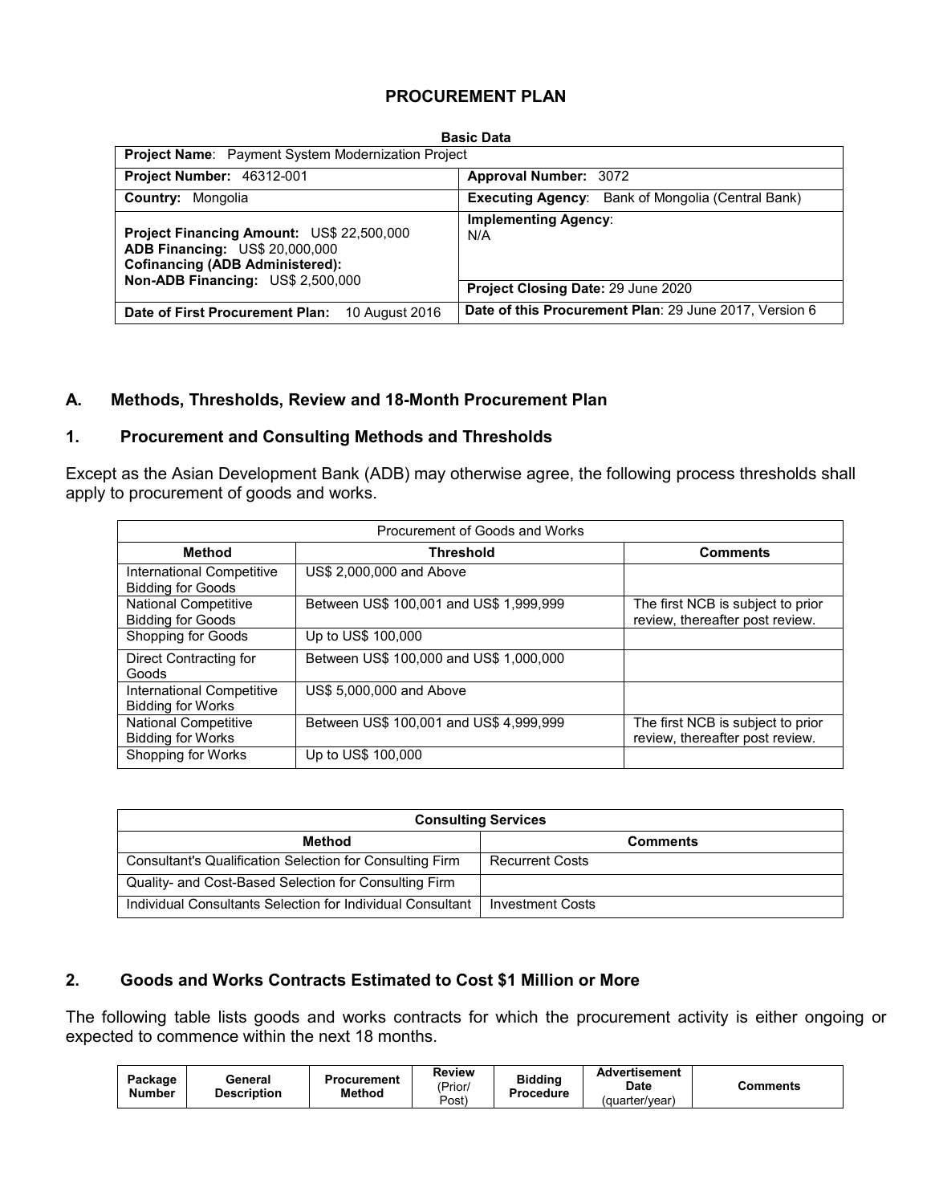# PROCUREMENT PLAN

**Basic Data**

| **Project Name**: Payment System Modernization Project | |
|---|---|
| **Project Number:** 46312-001 | **Approval Number:** 3072 |
| **Country:** Mongolia | **Executing Agency**: Bank of Mongolia (Central Bank) |
| **Project Financing Amount:** US$ 22,500,000<br>**ADB Financing:** US$ 20,000,000<br>**Cofinancing (ADB Administered):**<br>**Non-ADB Financing:** US$ 2,500,000 | **Implementing Agency**:<br>N/A |
| | **Project Closing Date:** 29 June 2020 |
| **Date of First Procurement Plan:** 10 August 2016 | **Date of this Procurement Plan**: 29 June 2017, Version 6 |

## A. Methods, Thresholds, Review and 18-Month Procurement Plan

### 1. Procurement and Consulting Methods and Thresholds

Except as the Asian Development Bank (ADB) may otherwise agree, the following process thresholds shall apply to procurement of goods and works.

| Procurement of Goods and Works | | |
|---|---|---|
| **Method** | **Threshold** | **Comments** |
| International Competitive Bidding for Goods | US$ 2,000,000 and Above | |
| National Competitive Bidding for Goods | Between US$ 100,001 and US$ 1,999,999 | The first NCB is subject to prior review, thereafter post review. |
| Shopping for Goods | Up to US$ 100,000 | |
| Direct Contracting for Goods | Between US$ 100,000 and US$ 1,000,000 | |
| International Competitive Bidding for Works | US$ 5,000,000 and Above | |
| National Competitive Bidding for Works | Between US$ 100,001 and US$ 4,999,999 | The first NCB is subject to prior review, thereafter post review. |
| Shopping for Works | Up to US$ 100,000 | |

| **Consulting Services** | |
|---|---|
| **Method** | **Comments** |
| Consultant's Qualification Selection for Consulting Firm | Recurrent Costs |
| Quality- and Cost-Based Selection for Consulting Firm | |
| Individual Consultants Selection for Individual Consultant | Investment Costs |

### 2. Goods and Works Contracts Estimated to Cost $1 Million or More

The following table lists goods and works contracts for which the procurement activity is either ongoing or expected to commence within the next 18 months.

| Package Number | General Description | Procurement Method | Review (Prior/ Post) | Bidding Procedure | Advertisement Date (quarter/year) | Comments |
|---|---|---|---|---|---|---|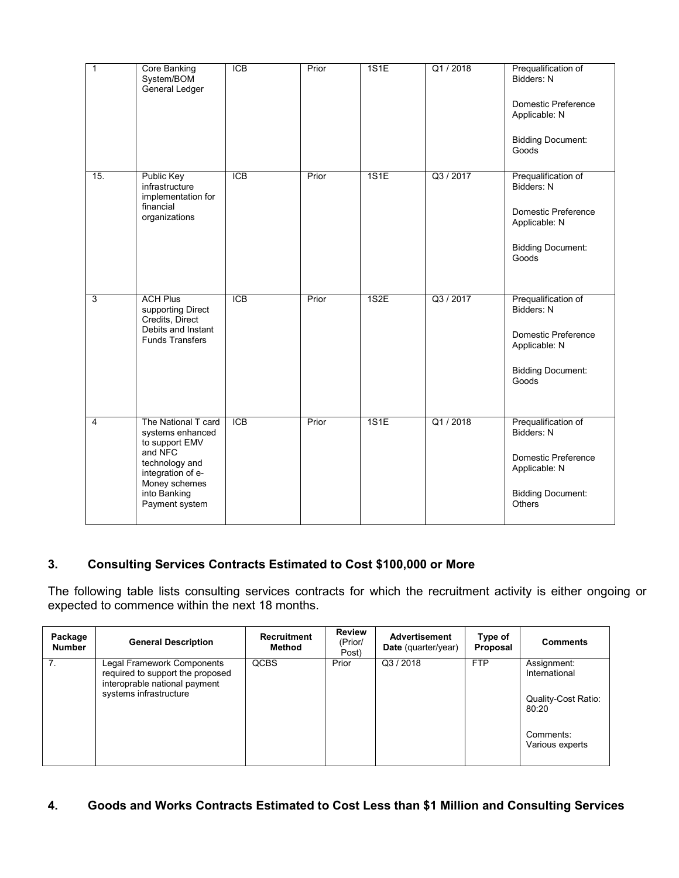| | | | | | | |
|---|---|---|---|---|---|---|
| 1 | Core Banking System/BOM General Ledger | ICB | Prior | 1S1E | Q1 / 2018 | Prequalification of Bidders: N<br><br>Domestic Preference Applicable: N<br><br>Bidding Document: Goods |
| 15. | Public Key infrastructure implementation for financial organizations | ICB | Prior | 1S1E | Q3 / 2017 | Prequalification of Bidders: N<br><br>Domestic Preference Applicable: N<br><br>Bidding Document: Goods |
| 3 | ACH Plus supporting Direct Credits, Direct Debits and Instant Funds Transfers | ICB | Prior | 1S2E | Q3 / 2017 | Prequalification of Bidders: N<br><br>Domestic Preference Applicable: N<br><br>Bidding Document: Goods |
| 4 | The National T card systems enhanced to support EMV and NFC technology and integration of e-Money schemes into Banking Payment system | ICB | Prior | 1S1E | Q1 / 2018 | Prequalification of Bidders: N<br><br>Domestic Preference Applicable: N<br><br>Bidding Document: Others |

## 3. Consulting Services Contracts Estimated to Cost $100,000 or More

The following table lists consulting services contracts for which the recruitment activity is either ongoing or expected to commence within the next 18 months.

| Package Number | General Description | Recruitment Method | Review (Prior/ Post) | Advertisement Date (quarter/year) | Type of Proposal | Comments |
|---|---|---|---|---|---|---|
| 7. | Legal Framework Components required to support the proposed interoprable national payment systems infrastructure | QCBS | Prior | Q3 / 2018 | FTP | Assignment: International<br><br>Quality-Cost Ratio: 80:20<br><br>Comments: Various experts |

## 4. Goods and Works Contracts Estimated to Cost Less than $1 Million and Consulting Services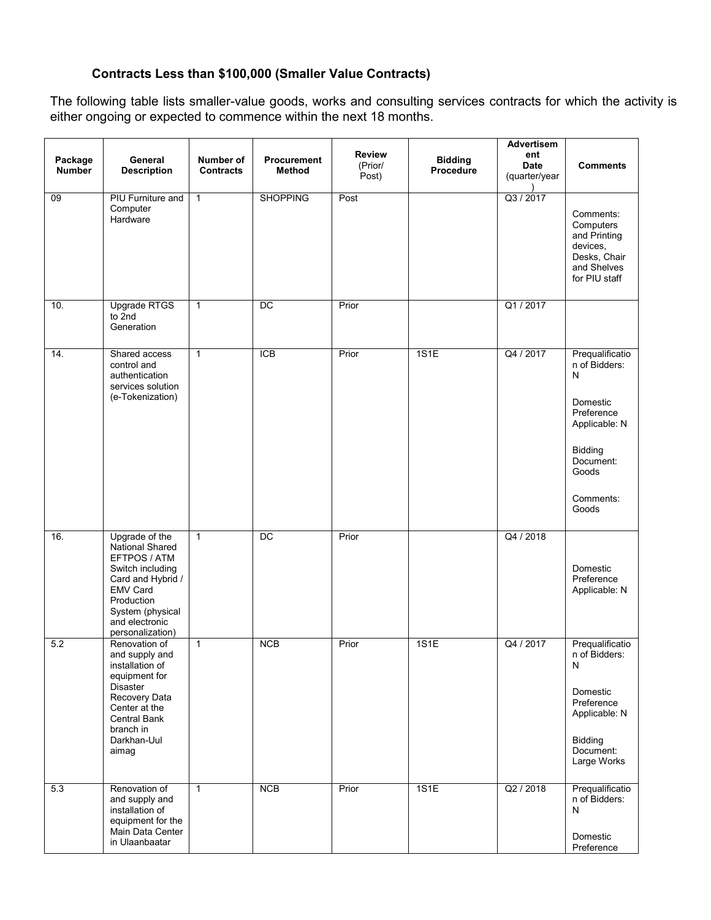### Contracts Less than $100,000 (Smaller Value Contracts)

The following table lists smaller-value goods, works and consulting services contracts for which the activity is either ongoing or expected to commence within the next 18 months.

| Package Number | General Description | Number of Contracts | Procurement Method | Review (Prior/ Post) | Bidding Procedure | Advertisement Date (quarter/year) | Comments |
|---|---|---|---|---|---|---|---|
| 09 | PIU Furniture and Computer Hardware | 1 | SHOPPING | Post | | Q3 / 2017 | Comments: Computers and Printing devices, Desks, Chair and Shelves for PIU staff |
| 10. | Upgrade RTGS to 2nd Generation | 1 | DC | Prior | | Q1 / 2017 | |
| 14. | Shared access control and authentication services solution (e-Tokenization) | 1 | ICB | Prior | 1S1E | Q4 / 2017 | Prequalification of Bidders: N<br><br>Domestic Preference Applicable: N<br><br>Bidding Document: Goods<br><br>Comments: Goods |
| 16. | Upgrade of the National Shared EFTPOS / ATM Switch including Card and Hybrid / EMV Card Production System (physical and electronic personalization) | 1 | DC | Prior | | Q4 / 2018 | Domestic Preference Applicable: N |
| 5.2 | Renovation of and supply and installation of equipment for Disaster Recovery Data Center at the Central Bank branch in Darkhan-Uul aimag | 1 | NCB | Prior | 1S1E | Q4 / 2017 | Prequalification of Bidders: N<br><br>Domestic Preference Applicable: N<br><br>Bidding Document: Large Works |
| 5.3 | Renovation of and supply and installation of equipment for the Main Data Center in Ulaanbaatar | 1 | NCB | Prior | 1S1E | Q2 / 2018 | Prequalification of Bidders: N<br><br>Domestic Preference |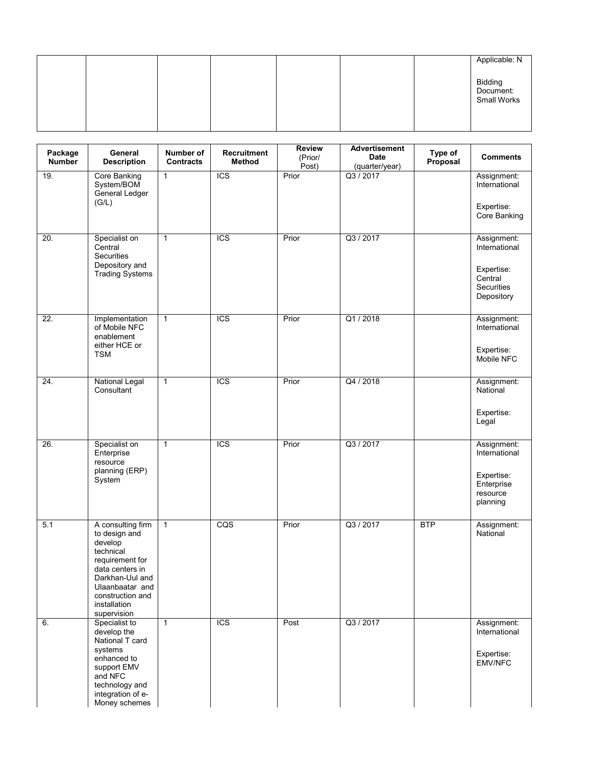| | | | | | | | Applicable: N<br><br>Bidding Document: Small Works |
|---|---|---|---|---|---|---|---|

| Package Number | General Description | Number of Contracts | Recruitment Method | Review (Prior/ Post) | Advertisement Date (quarter/year) | Type of Proposal | Comments |
|---|---|---|---|---|---|---|---|
| 19. | Core Banking System/BOM General Ledger (G/L) | 1 | ICS | Prior | Q3 / 2017 | | Assignment: International<br><br>Expertise: Core Banking |
| 20. | Specialist on Central Securities Depository and Trading Systems | 1 | ICS | Prior | Q3 / 2017 | | Assignment: International<br><br>Expertise: Central Securities Depository |
| 22. | Implementation of Mobile NFC enablement either HCE or TSM | 1 | ICS | Prior | Q1 / 2018 | | Assignment: International<br><br>Expertise: Mobile NFC |
| 24. | National Legal Consultant | 1 | ICS | Prior | Q4 / 2018 | | Assignment: National<br><br>Expertise: Legal |
| 26. | Specialist on Enterprise resource planning (ERP) System | 1 | ICS | Prior | Q3 / 2017 | | Assignment: International<br><br>Expertise: Enterprise resource planning |
| 5.1 | A consulting firm to design and develop technical requirement for data centers in Darkhan-Uul and Ulaanbaatar and construction and installation supervision | 1 | CQS | Prior | Q3 / 2017 | BTP | Assignment: National |
| 6. | Specialist to develop the National T card systems enhanced to support EMV and NFC technology and integration of e-Money schemes | 1 | ICS | Post | Q3 / 2017 | | Assignment: International<br><br>Expertise: EMV/NFC |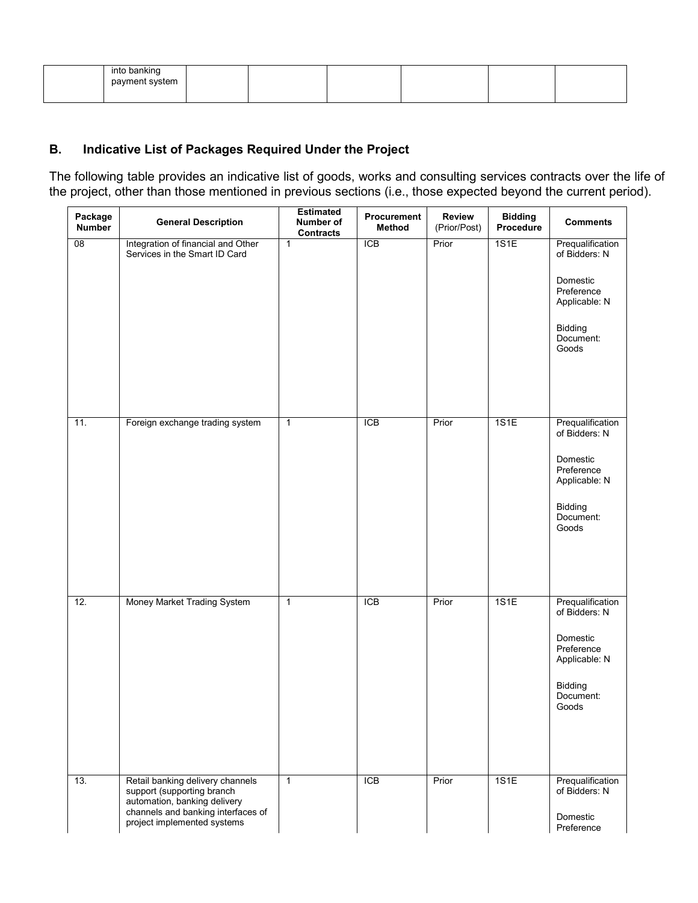| | into banking payment system | | | | | | |
|---|---|---|---|---|---|---|---|

## B. Indicative List of Packages Required Under the Project

The following table provides an indicative list of goods, works and consulting services contracts over the life of the project, other than those mentioned in previous sections (i.e., those expected beyond the current period).

| Package Number | General Description | Estimated Number of Contracts | Procurement Method | Review (Prior/Post) | Bidding Procedure | Comments |
|---|---|---|---|---|---|---|
| 08 | Integration of financial and Other Services in the Smart ID Card | 1 | ICB | Prior | 1S1E | Prequalification of Bidders: N<br><br>Domestic Preference Applicable: N<br><br>Bidding Document: Goods |
| 11. | Foreign exchange trading system | 1 | ICB | Prior | 1S1E | Prequalification of Bidders: N<br><br>Domestic Preference Applicable: N<br><br>Bidding Document: Goods |
| 12. | Money Market Trading System | 1 | ICB | Prior | 1S1E | Prequalification of Bidders: N<br><br>Domestic Preference Applicable: N<br><br>Bidding Document: Goods |
| 13. | Retail banking delivery channels support (supporting branch automation, banking delivery channels and banking interfaces of project implemented systems | 1 | ICB | Prior | 1S1E | Prequalification of Bidders: N<br><br>Domestic Preference |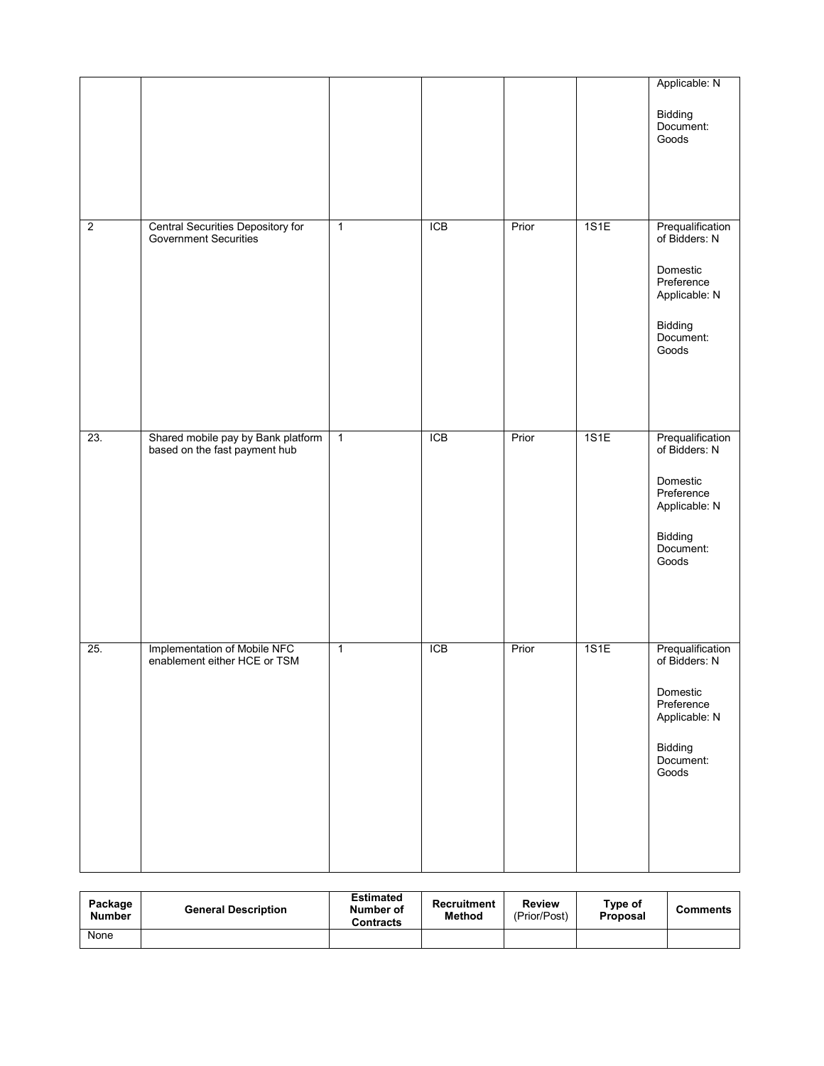| | | | | | | |
|---|---|---|---|---|---|---|
| | | | | | | Applicable: N<br><br>Bidding Document: Goods |
| 2 | Central Securities Depository for Government Securities | 1 | ICB | Prior | 1S1E | Prequalification of Bidders: N<br><br>Domestic Preference Applicable: N<br><br>Bidding Document: Goods |
| 23. | Shared mobile pay by Bank platform based on the fast payment hub | 1 | ICB | Prior | 1S1E | Prequalification of Bidders: N<br><br>Domestic Preference Applicable: N<br><br>Bidding Document: Goods |
| 25. | Implementation of Mobile NFC enablement either HCE or TSM | 1 | ICB | Prior | 1S1E | Prequalification of Bidders: N<br><br>Domestic Preference Applicable: N<br><br>Bidding Document: Goods |

| Package Number | General Description | Estimated Number of Contracts | Recruitment Method | Review (Prior/Post) | Type of Proposal | Comments |
|---|---|---|---|---|---|---|
| None | | | | | | |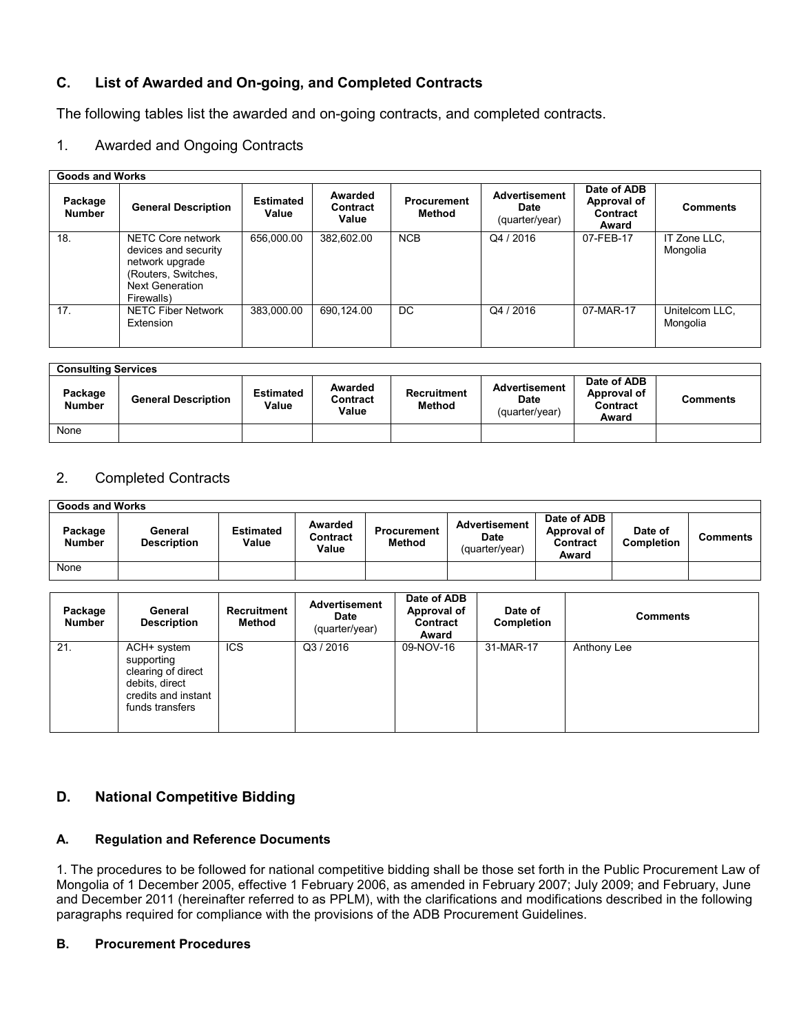## C. List of Awarded and On-going, and Completed Contracts

The following tables list the awarded and on-going contracts, and completed contracts.

### 1. Awarded and Ongoing Contracts

| Goods and Works | | | | | | | |
|---|---|---|---|---|---|---|---|
| **Package Number** | **General Description** | **Estimated Value** | **Awarded Contract Value** | **Procurement Method** | **Advertisement Date** (quarter/year) | **Date of ADB Approval of Contract Award** | **Comments** |
| 18. | NETC Core network devices and security network upgrade (Routers, Switches, Next Generation Firewalls) | 656,000.00 | 382,602.00 | NCB | Q4 / 2016 | 07-FEB-17 | IT Zone LLC, Mongolia |
| 17. | NETC Fiber Network Extension | 383,000.00 | 690,124.00 | DC | Q4 / 2016 | 07-MAR-17 | Unitelcom LLC, Mongolia |

| Consulting Services | | | | | | | |
|---|---|---|---|---|---|---|---|
| **Package Number** | **General Description** | **Estimated Value** | **Awarded Contract Value** | **Recruitment Method** | **Advertisement Date** (quarter/year) | **Date of ADB Approval of Contract Award** | **Comments** |
| None | | | | | | | |

### 2. Completed Contracts

| Goods and Works | | | | | | | | |
|---|---|---|---|---|---|---|---|---|
| **Package Number** | **General Description** | **Estimated Value** | **Awarded Contract Value** | **Procurement Method** | **Advertisement Date** (quarter/year) | **Date of ADB Approval of Contract Award** | **Date of Completion** | **Comments** |
| None | | | | | | | | |

| Package Number | General Description | Recruitment Method | Advertisement Date (quarter/year) | Date of ADB Approval of Contract Award | Date of Completion | Comments |
|---|---|---|---|---|---|---|
| 21. | ACH+ system supporting clearing of direct debits, direct credits and instant funds transfers | ICS | Q3 / 2016 | 09-NOV-16 | 31-MAR-17 | Anthony Lee |

## D. National Competitive Bidding

### A. Regulation and Reference Documents

1. The procedures to be followed for national competitive bidding shall be those set forth in the Public Procurement Law of Mongolia of 1 December 2005, effective 1 February 2006, as amended in February 2007; July 2009; and February, June and December 2011 (hereinafter referred to as PPLM), with the clarifications and modifications described in the following paragraphs required for compliance with the provisions of the ADB Procurement Guidelines.

### B. Procurement Procedures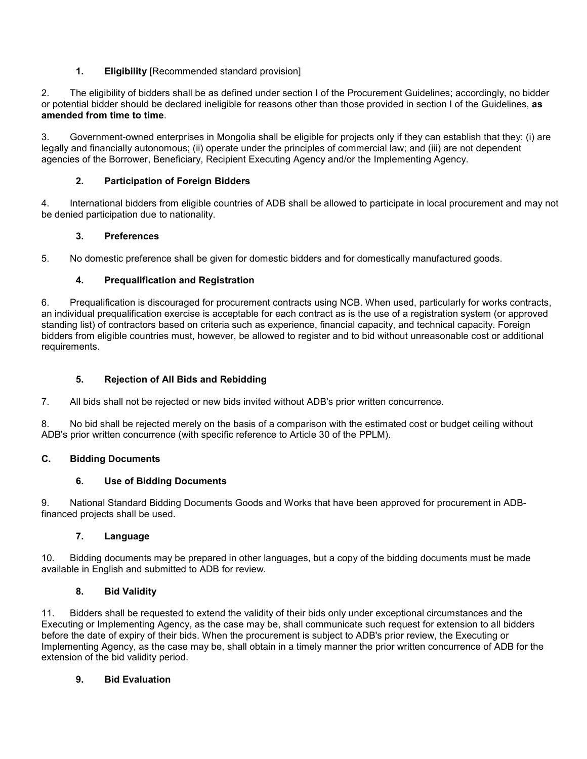### 1. Eligibility [Recommended standard provision]

2. The eligibility of bidders shall be as defined under section I of the Procurement Guidelines; accordingly, no bidder or potential bidder should be declared ineligible for reasons other than those provided in section I of the Guidelines, **as amended from time to time**.

3. Government-owned enterprises in Mongolia shall be eligible for projects only if they can establish that they: (i) are legally and financially autonomous; (ii) operate under the principles of commercial law; and (iii) are not dependent agencies of the Borrower, Beneficiary, Recipient Executing Agency and/or the Implementing Agency.

### 2. Participation of Foreign Bidders

4. International bidders from eligible countries of ADB shall be allowed to participate in local procurement and may not be denied participation due to nationality.

### 3. Preferences

5. No domestic preference shall be given for domestic bidders and for domestically manufactured goods.

### 4. Prequalification and Registration

6. Prequalification is discouraged for procurement contracts using NCB. When used, particularly for works contracts, an individual prequalification exercise is acceptable for each contract as is the use of a registration system (or approved standing list) of contractors based on criteria such as experience, financial capacity, and technical capacity. Foreign bidders from eligible countries must, however, be allowed to register and to bid without unreasonable cost or additional requirements.

### 5. Rejection of All Bids and Rebidding

7. All bids shall not be rejected or new bids invited without ADB's prior written concurrence.

8. No bid shall be rejected merely on the basis of a comparison with the estimated cost or budget ceiling without ADB's prior written concurrence (with specific reference to Article 30 of the PPLM).

## C. Bidding Documents

### 6. Use of Bidding Documents

9. National Standard Bidding Documents Goods and Works that have been approved for procurement in ADB-financed projects shall be used.

### 7. Language

10. Bidding documents may be prepared in other languages, but a copy of the bidding documents must be made available in English and submitted to ADB for review.

### 8. Bid Validity

11. Bidders shall be requested to extend the validity of their bids only under exceptional circumstances and the Executing or Implementing Agency, as the case may be, shall communicate such request for extension to all bidders before the date of expiry of their bids. When the procurement is subject to ADB's prior review, the Executing or Implementing Agency, as the case may be, shall obtain in a timely manner the prior written concurrence of ADB for the extension of the bid validity period.

### 9. Bid Evaluation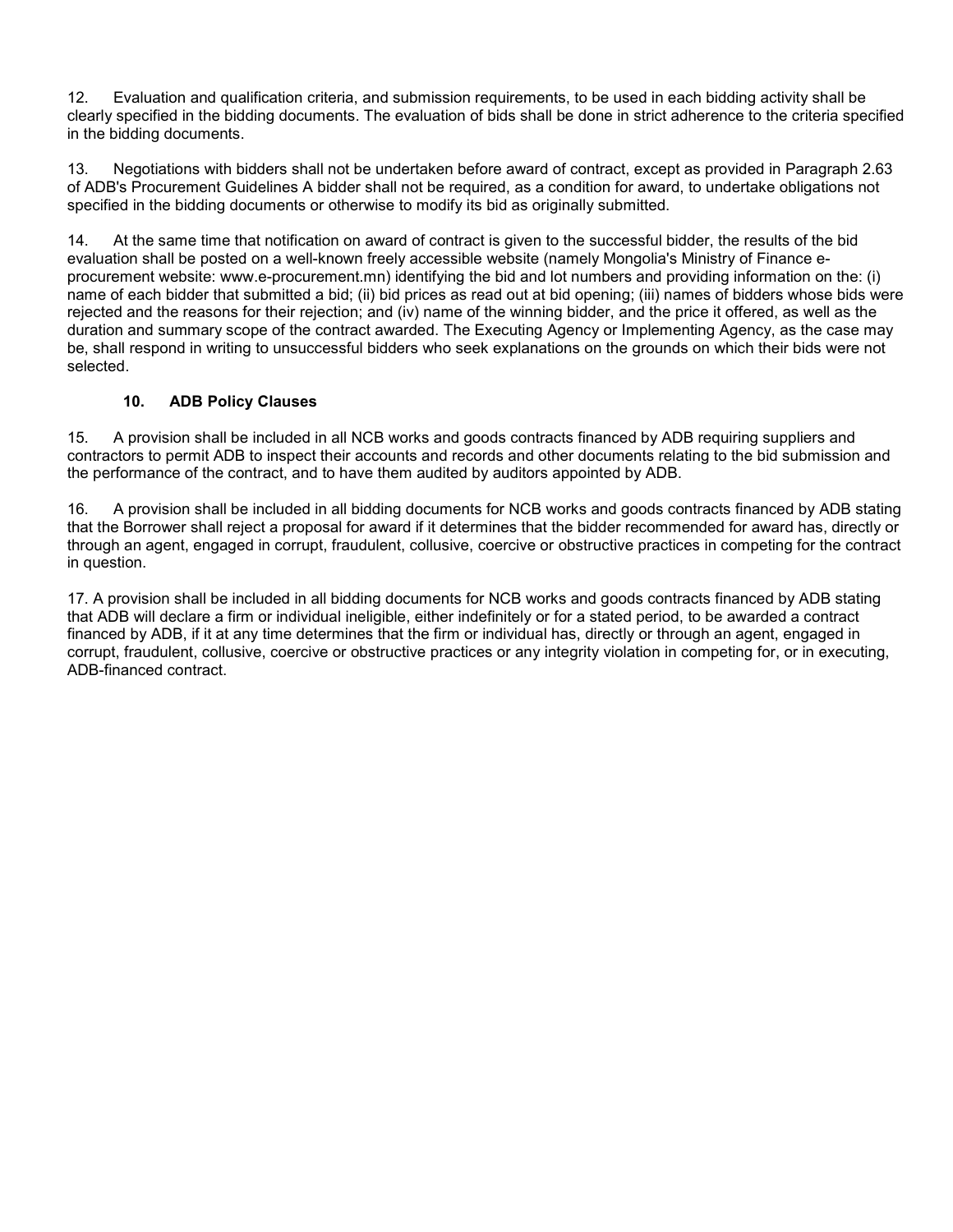12. Evaluation and qualification criteria, and submission requirements, to be used in each bidding activity shall be clearly specified in the bidding documents. The evaluation of bids shall be done in strict adherence to the criteria specified in the bidding documents.

13. Negotiations with bidders shall not be undertaken before award of contract, except as provided in Paragraph 2.63 of ADB's Procurement Guidelines A bidder shall not be required, as a condition for award, to undertake obligations not specified in the bidding documents or otherwise to modify its bid as originally submitted.

14. At the same time that notification on award of contract is given to the successful bidder, the results of the bid evaluation shall be posted on a well-known freely accessible website (namely Mongolia's Ministry of Finance e-procurement website: www.e-procurement.mn) identifying the bid and lot numbers and providing information on the: (i) name of each bidder that submitted a bid; (ii) bid prices as read out at bid opening; (iii) names of bidders whose bids were rejected and the reasons for their rejection; and (iv) name of the winning bidder, and the price it offered, as well as the duration and summary scope of the contract awarded. The Executing Agency or Implementing Agency, as the case may be, shall respond in writing to unsuccessful bidders who seek explanations on the grounds on which their bids were not selected.

### 10. ADB Policy Clauses

15. A provision shall be included in all NCB works and goods contracts financed by ADB requiring suppliers and contractors to permit ADB to inspect their accounts and records and other documents relating to the bid submission and the performance of the contract, and to have them audited by auditors appointed by ADB.

16. A provision shall be included in all bidding documents for NCB works and goods contracts financed by ADB stating that the Borrower shall reject a proposal for award if it determines that the bidder recommended for award has, directly or through an agent, engaged in corrupt, fraudulent, collusive, coercive or obstructive practices in competing for the contract in question.

17. A provision shall be included in all bidding documents for NCB works and goods contracts financed by ADB stating that ADB will declare a firm or individual ineligible, either indefinitely or for a stated period, to be awarded a contract financed by ADB, if it at any time determines that the firm or individual has, directly or through an agent, engaged in corrupt, fraudulent, collusive, coercive or obstructive practices or any integrity violation in competing for, or in executing, ADB-financed contract.